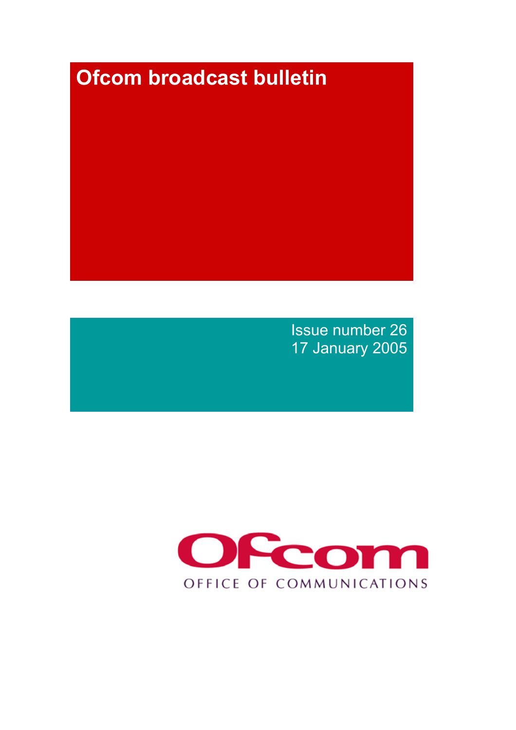# Ofcom broadcast bulletin

Issue number 26
17 January 2005

Ofcom

OFFICE OF COMMUNICATIONS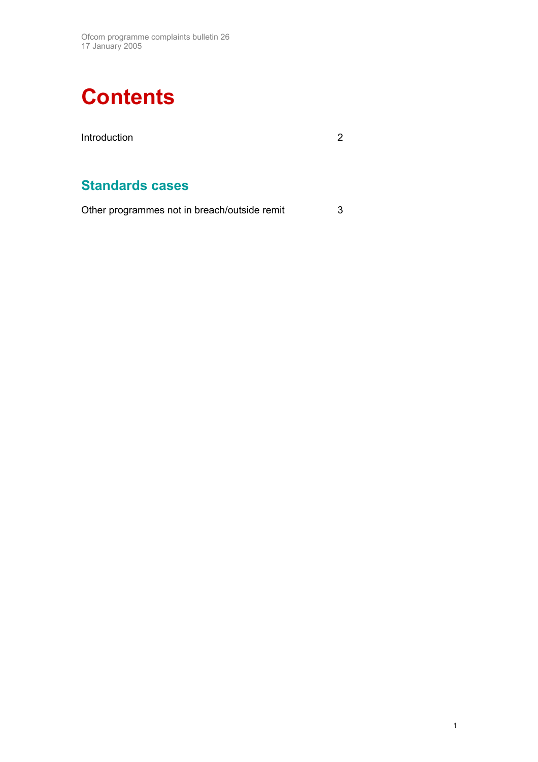# Contents

| | |
|---|---|
| Introduction | 2 |

## Standards cases

| | |
|---|---|
| Other programmes not in breach/outside remit | 3 |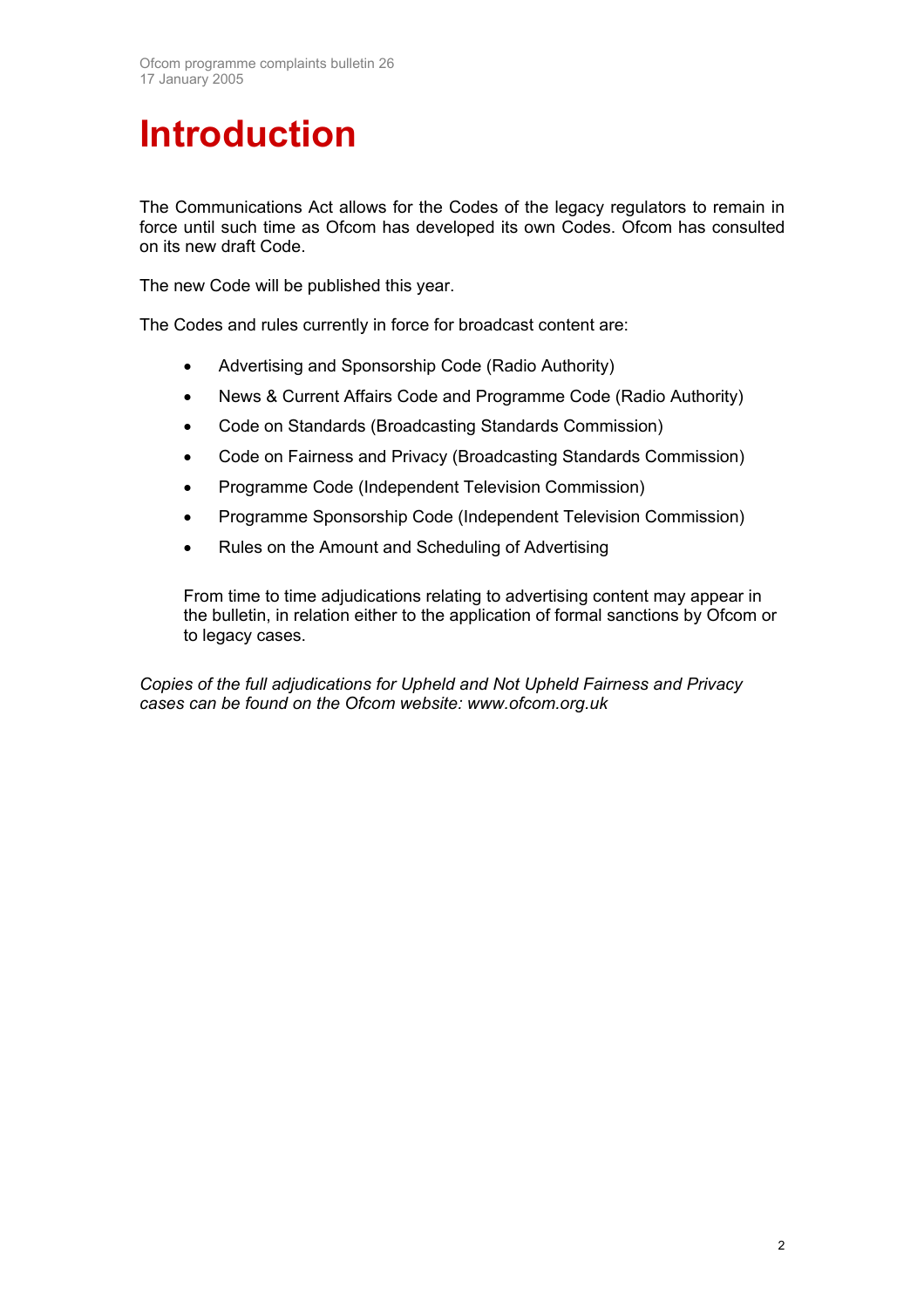# Introduction

The Communications Act allows for the Codes of the legacy regulators to remain in force until such time as Ofcom has developed its own Codes. Ofcom has consulted on its new draft Code.

The new Code will be published this year.

The Codes and rules currently in force for broadcast content are:

- Advertising and Sponsorship Code (Radio Authority)
- News & Current Affairs Code and Programme Code (Radio Authority)
- Code on Standards (Broadcasting Standards Commission)
- Code on Fairness and Privacy (Broadcasting Standards Commission)
- Programme Code (Independent Television Commission)
- Programme Sponsorship Code (Independent Television Commission)
- Rules on the Amount and Scheduling of Advertising

From time to time adjudications relating to advertising content may appear in the bulletin, in relation either to the application of formal sanctions by Ofcom or to legacy cases.

*Copies of the full adjudications for Upheld and Not Upheld Fairness and Privacy cases can be found on the Ofcom website: www.ofcom.org.uk*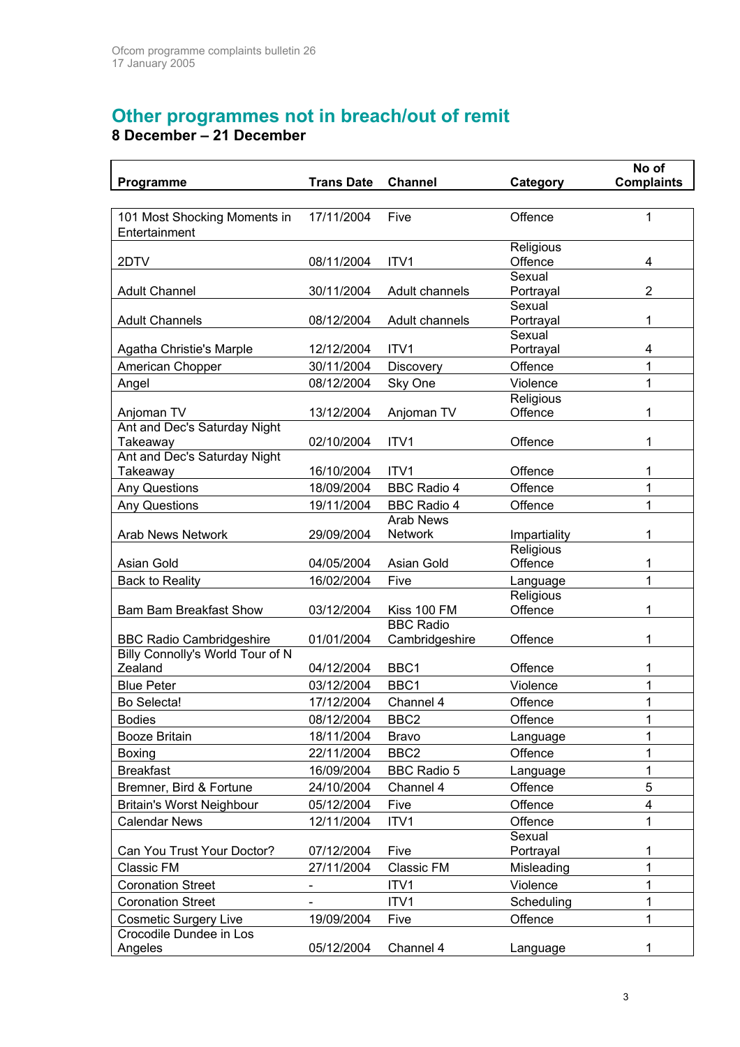## Other programmes not in breach/out of remit

**8 December – 21 December**

| Programme | Trans Date | Channel | Category | No of Complaints |
|---|---|---|---|---|
| 101 Most Shocking Moments in Entertainment | 17/11/2004 | Five | Offence | 1 |
| 2DTV | 08/11/2004 | ITV1 | Religious Offence | 4 |
| Adult Channel | 30/11/2004 | Adult channels | Sexual Portrayal | 2 |
| Adult Channels | 08/12/2004 | Adult channels | Sexual Portrayal | 1 |
| Agatha Christie's Marple | 12/12/2004 | ITV1 | Sexual Portrayal | 4 |
| American Chopper | 30/11/2004 | Discovery | Offence | 1 |
| Angel | 08/12/2004 | Sky One | Violence | 1 |
| Anjoman TV | 13/12/2004 | Anjoman TV | Religious Offence | 1 |
| Ant and Dec's Saturday Night Takeaway | 02/10/2004 | ITV1 | Offence | 1 |
| Ant and Dec's Saturday Night Takeaway | 16/10/2004 | ITV1 | Offence | 1 |
| Any Questions | 18/09/2004 | BBC Radio 4 | Offence | 1 |
| Any Questions | 19/11/2004 | BBC Radio 4 | Offence | 1 |
| Arab News Network | 29/09/2004 | Arab News Network | Impartiality | 1 |
| Asian Gold | 04/05/2004 | Asian Gold | Religious Offence | 1 |
| Back to Reality | 16/02/2004 | Five | Language | 1 |
| Bam Bam Breakfast Show | 03/12/2004 | Kiss 100 FM | Religious Offence | 1 |
| BBC Radio Cambridgeshire | 01/01/2004 | BBC Radio Cambridgeshire | Offence | 1 |
| Billy Connolly's World Tour of N Zealand | 04/12/2004 | BBC1 | Offence | 1 |
| Blue Peter | 03/12/2004 | BBC1 | Violence | 1 |
| Bo Selecta! | 17/12/2004 | Channel 4 | Offence | 1 |
| Bodies | 08/12/2004 | BBC2 | Offence | 1 |
| Booze Britain | 18/11/2004 | Bravo | Language | 1 |
| Boxing | 22/11/2004 | BBC2 | Offence | 1 |
| Breakfast | 16/09/2004 | BBC Radio 5 | Language | 1 |
| Bremner, Bird & Fortune | 24/10/2004 | Channel 4 | Offence | 5 |
| Britain's Worst Neighbour | 05/12/2004 | Five | Offence | 4 |
| Calendar News | 12/11/2004 | ITV1 | Offence | 1 |
| Can You Trust Your Doctor? | 07/12/2004 | Five | Sexual Portrayal | 1 |
| Classic FM | 27/11/2004 | Classic FM | Misleading | 1 |
| Coronation Street | - | ITV1 | Violence | 1 |
| Coronation Street | - | ITV1 | Scheduling | 1 |
| Cosmetic Surgery Live | 19/09/2004 | Five | Offence | 1 |
| Crocodile Dundee in Los Angeles | 05/12/2004 | Channel 4 | Language | 1 |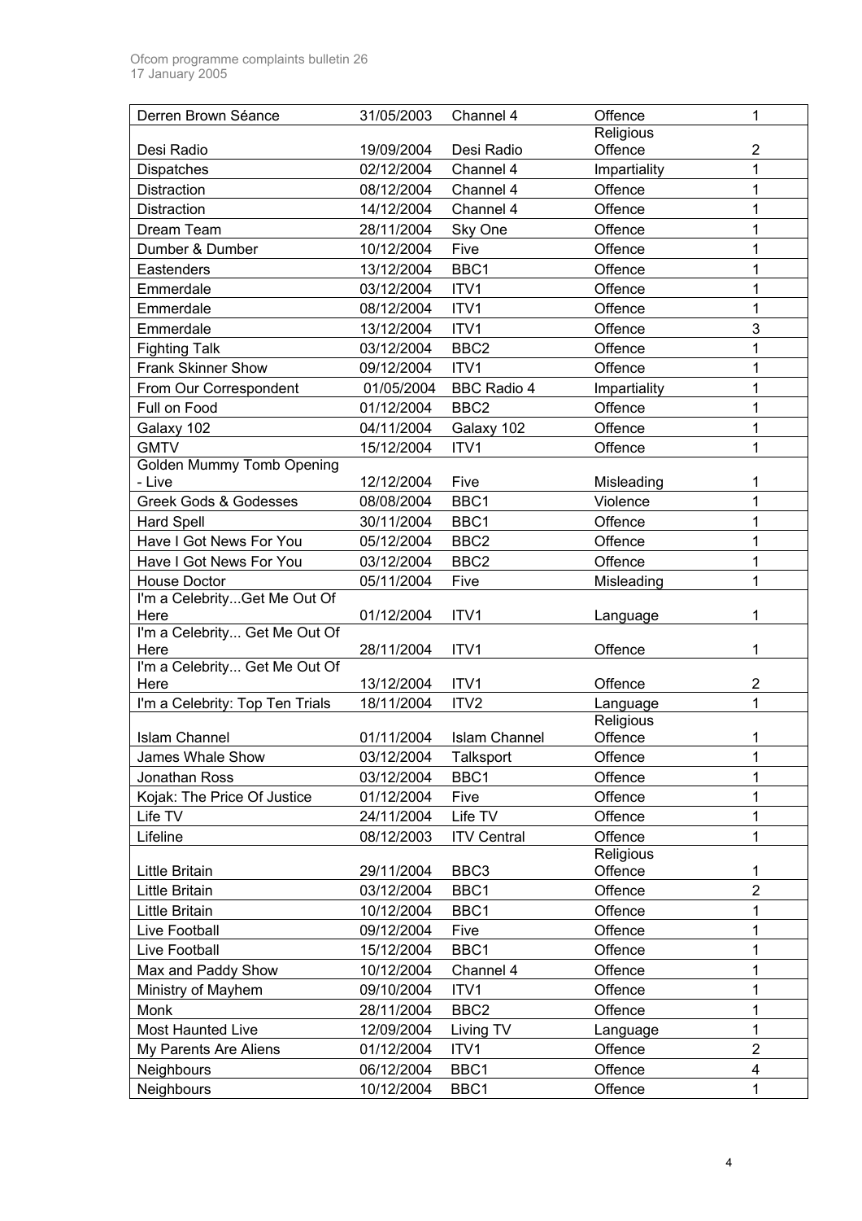| Derren Brown Séance | 31/05/2003 | Channel 4 | Offence | 1 |
|---|---|---|---|---|
| Desi Radio | 19/09/2004 | Desi Radio | Religious Offence | 2 |
| Dispatches | 02/12/2004 | Channel 4 | Impartiality | 1 |
| Distraction | 08/12/2004 | Channel 4 | Offence | 1 |
| Distraction | 14/12/2004 | Channel 4 | Offence | 1 |
| Dream Team | 28/11/2004 | Sky One | Offence | 1 |
| Dumber & Dumber | 10/12/2004 | Five | Offence | 1 |
| Eastenders | 13/12/2004 | BBC1 | Offence | 1 |
| Emmerdale | 03/12/2004 | ITV1 | Offence | 1 |
| Emmerdale | 08/12/2004 | ITV1 | Offence | 1 |
| Emmerdale | 13/12/2004 | ITV1 | Offence | 3 |
| Fighting Talk | 03/12/2004 | BBC2 | Offence | 1 |
| Frank Skinner Show | 09/12/2004 | ITV1 | Offence | 1 |
| From Our Correspondent | 01/05/2004 | BBC Radio 4 | Impartiality | 1 |
| Full on Food | 01/12/2004 | BBC2 | Offence | 1 |
| Galaxy 102 | 04/11/2004 | Galaxy 102 | Offence | 1 |
| GMTV | 15/12/2004 | ITV1 | Offence | 1 |
| Golden Mummy Tomb Opening - Live | 12/12/2004 | Five | Misleading | 1 |
| Greek Gods & Godesses | 08/08/2004 | BBC1 | Violence | 1 |
| Hard Spell | 30/11/2004 | BBC1 | Offence | 1 |
| Have I Got News For You | 05/12/2004 | BBC2 | Offence | 1 |
| Have I Got News For You | 03/12/2004 | BBC2 | Offence | 1 |
| House Doctor | 05/11/2004 | Five | Misleading | 1 |
| I'm a Celebrity...Get Me Out Of Here | 01/12/2004 | ITV1 | Language | 1 |
| I'm a Celebrity... Get Me Out Of Here | 28/11/2004 | ITV1 | Offence | 1 |
| I'm a Celebrity... Get Me Out Of Here | 13/12/2004 | ITV1 | Offence | 2 |
| I'm a Celebrity: Top Ten Trials | 18/11/2004 | ITV2 | Language | 1 |
| Islam Channel | 01/11/2004 | Islam Channel | Religious Offence | 1 |
| James Whale Show | 03/12/2004 | Talksport | Offence | 1 |
| Jonathan Ross | 03/12/2004 | BBC1 | Offence | 1 |
| Kojak: The Price Of Justice | 01/12/2004 | Five | Offence | 1 |
| Life TV | 24/11/2004 | Life TV | Offence | 1 |
| Lifeline | 08/12/2003 | ITV Central | Offence | 1 |
| Little Britain | 29/11/2004 | BBC3 | Religious Offence | 1 |
| Little Britain | 03/12/2004 | BBC1 | Offence | 2 |
| Little Britain | 10/12/2004 | BBC1 | Offence | 1 |
| Live Football | 09/12/2004 | Five | Offence | 1 |
| Live Football | 15/12/2004 | BBC1 | Offence | 1 |
| Max and Paddy Show | 10/12/2004 | Channel 4 | Offence | 1 |
| Ministry of Mayhem | 09/10/2004 | ITV1 | Offence | 1 |
| Monk | 28/11/2004 | BBC2 | Offence | 1 |
| Most Haunted Live | 12/09/2004 | Living TV | Language | 1 |
| My Parents Are Aliens | 01/12/2004 | ITV1 | Offence | 2 |
| Neighbours | 06/12/2004 | BBC1 | Offence | 4 |
| Neighbours | 10/12/2004 | BBC1 | Offence | 1 |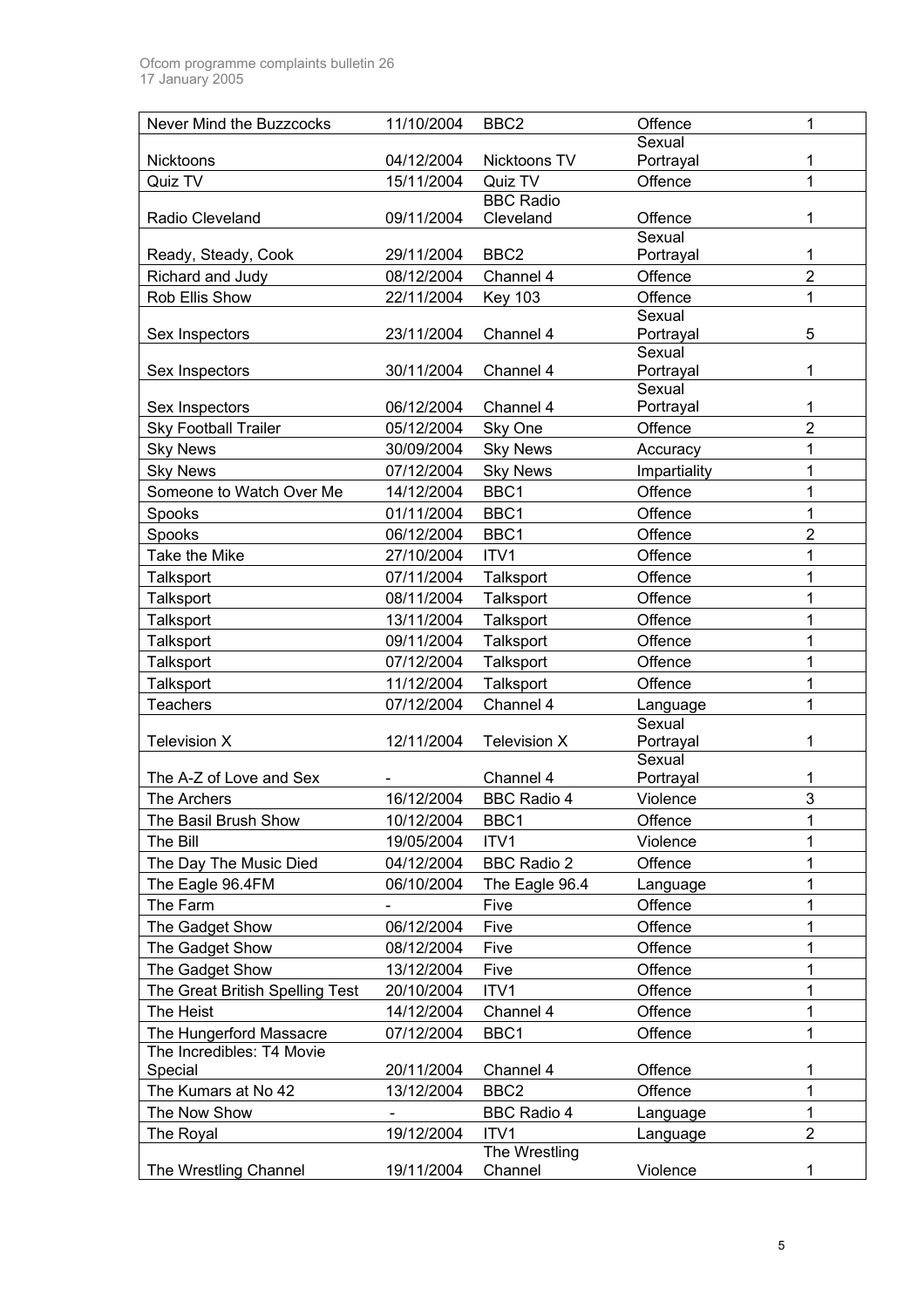| Never Mind the Buzzcocks | 11/10/2004 | BBC2 | Offence | 1 |
|---|---|---|---|---|
| Nicktoons | 04/12/2004 | Nicktoons TV | Sexual Portrayal | 1 |
| Quiz TV | 15/11/2004 | Quiz TV | Offence | 1 |
| Radio Cleveland | 09/11/2004 | BBC Radio Cleveland | Offence | 1 |
| Ready, Steady, Cook | 29/11/2004 | BBC2 | Sexual Portrayal | 1 |
| Richard and Judy | 08/12/2004 | Channel 4 | Offence | 2 |
| Rob Ellis Show | 22/11/2004 | Key 103 | Offence | 1 |
| Sex Inspectors | 23/11/2004 | Channel 4 | Sexual Portrayal | 5 |
| Sex Inspectors | 30/11/2004 | Channel 4 | Sexual Portrayal | 1 |
| Sex Inspectors | 06/12/2004 | Channel 4 | Sexual Portrayal | 1 |
| Sky Football Trailer | 05/12/2004 | Sky One | Offence | 2 |
| Sky News | 30/09/2004 | Sky News | Accuracy | 1 |
| Sky News | 07/12/2004 | Sky News | Impartiality | 1 |
| Someone to Watch Over Me | 14/12/2004 | BBC1 | Offence | 1 |
| Spooks | 01/11/2004 | BBC1 | Offence | 1 |
| Spooks | 06/12/2004 | BBC1 | Offence | 2 |
| Take the Mike | 27/10/2004 | ITV1 | Offence | 1 |
| Talksport | 07/11/2004 | Talksport | Offence | 1 |
| Talksport | 08/11/2004 | Talksport | Offence | 1 |
| Talksport | 13/11/2004 | Talksport | Offence | 1 |
| Talksport | 09/11/2004 | Talksport | Offence | 1 |
| Talksport | 07/12/2004 | Talksport | Offence | 1 |
| Talksport | 11/12/2004 | Talksport | Offence | 1 |
| Teachers | 07/12/2004 | Channel 4 | Language | 1 |
| Television X | 12/11/2004 | Television X | Sexual Portrayal | 1 |
| The A-Z of Love and Sex | - | Channel 4 | Sexual Portrayal | 1 |
| The Archers | 16/12/2004 | BBC Radio 4 | Violence | 3 |
| The Basil Brush Show | 10/12/2004 | BBC1 | Offence | 1 |
| The Bill | 19/05/2004 | ITV1 | Violence | 1 |
| The Day The Music Died | 04/12/2004 | BBC Radio 2 | Offence | 1 |
| The Eagle 96.4FM | 06/10/2004 | The Eagle 96.4 | Language | 1 |
| The Farm | - | Five | Offence | 1 |
| The Gadget Show | 06/12/2004 | Five | Offence | 1 |
| The Gadget Show | 08/12/2004 | Five | Offence | 1 |
| The Gadget Show | 13/12/2004 | Five | Offence | 1 |
| The Great British Spelling Test | 20/10/2004 | ITV1 | Offence | 1 |
| The Heist | 14/12/2004 | Channel 4 | Offence | 1 |
| The Hungerford Massacre | 07/12/2004 | BBC1 | Offence | 1 |
| The Incredibles: T4 Movie Special | 20/11/2004 | Channel 4 | Offence | 1 |
| The Kumars at No 42 | 13/12/2004 | BBC2 | Offence | 1 |
| The Now Show | - | BBC Radio 4 | Language | 1 |
| The Royal | 19/12/2004 | ITV1 | Language | 2 |
| The Wrestling Channel | 19/11/2004 | The Wrestling Channel | Violence | 1 |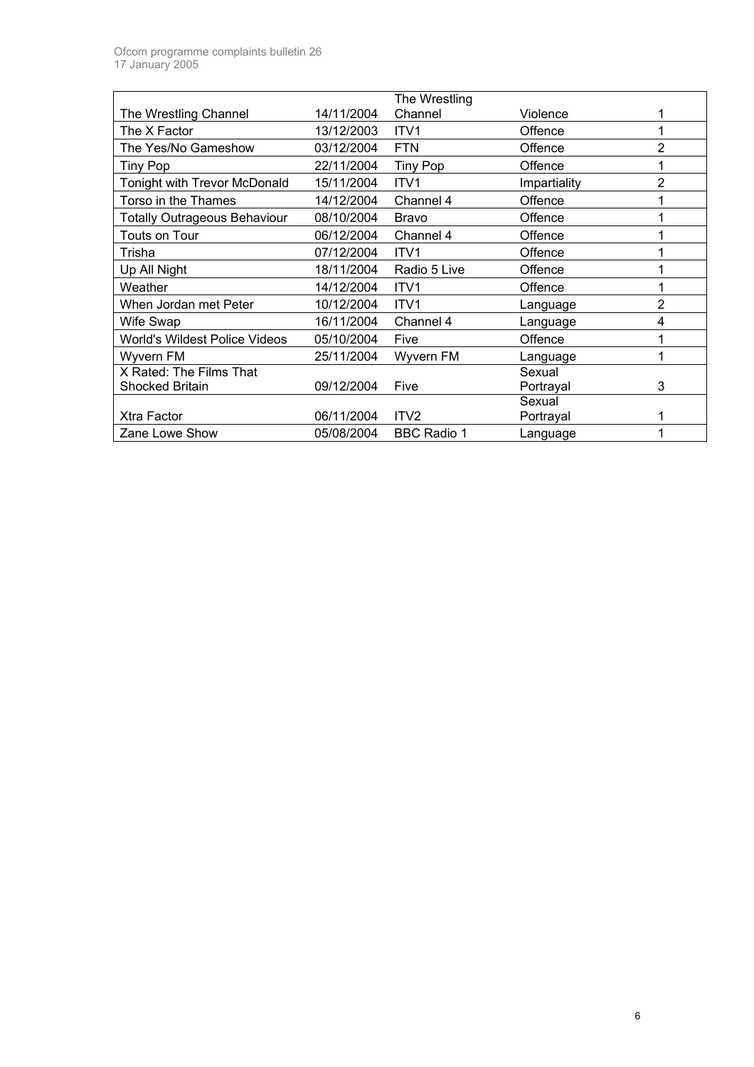| | | | | |
|---|---|---|---|---|
| The Wrestling Channel | 14/11/2004 | The Wrestling Channel | Violence | 1 |
| The X Factor | 13/12/2003 | ITV1 | Offence | 1 |
| The Yes/No Gameshow | 03/12/2004 | FTN | Offence | 2 |
| Tiny Pop | 22/11/2004 | Tiny Pop | Offence | 1 |
| Tonight with Trevor McDonald | 15/11/2004 | ITV1 | Impartiality | 2 |
| Torso in the Thames | 14/12/2004 | Channel 4 | Offence | 1 |
| Totally Outrageous Behaviour | 08/10/2004 | Bravo | Offence | 1 |
| Touts on Tour | 06/12/2004 | Channel 4 | Offence | 1 |
| Trisha | 07/12/2004 | ITV1 | Offence | 1 |
| Up All Night | 18/11/2004 | Radio 5 Live | Offence | 1 |
| Weather | 14/12/2004 | ITV1 | Offence | 1 |
| When Jordan met Peter | 10/12/2004 | ITV1 | Language | 2 |
| Wife Swap | 16/11/2004 | Channel 4 | Language | 4 |
| World's Wildest Police Videos | 05/10/2004 | Five | Offence | 1 |
| Wyvern FM | 25/11/2004 | Wyvern FM | Language | 1 |
| X Rated: The Films That Shocked Britain | 09/12/2004 | Five | Sexual Portrayal | 3 |
| Xtra Factor | 06/11/2004 | ITV2 | Sexual Portrayal | 1 |
| Zane Lowe Show | 05/08/2004 | BBC Radio 1 | Language | 1 |